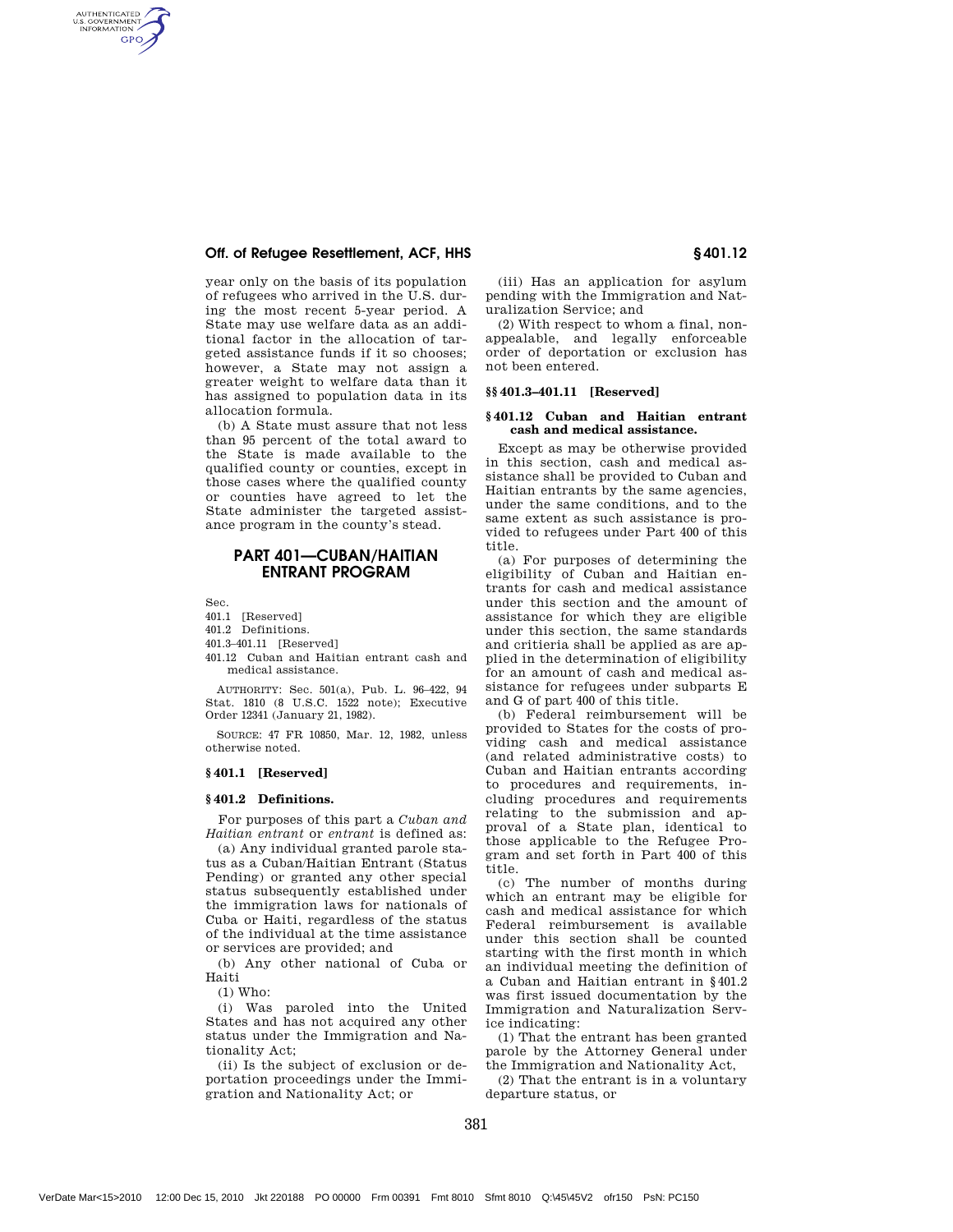year only on the basis of its population of refugees who arrived in the U.S. during the most recent 5-year period. A State may use welfare data as an additional factor in the allocation of targeted assistance funds if it so chooses; however, a State may not assign a greater weight to welfare data than it has assigned to population data in its allocation formula.

(b) A State must assure that not less than 95 percent of the total award to the State is made available to the qualified county or counties, except in those cases where the qualified county or counties have agreed to let the State administer the targeted assistance program in the county's stead.

## PART 401—CUBAN/HAITIAN ENTRANT PROGRAM

Sec.
401.1 [Reserved]
401.2 Definitions.
401.3–401.11 [Reserved]
401.12 Cuban and Haitian entrant cash and medical assistance.

AUTHORITY: Sec. 501(a), Pub. L. 96–422, 94 Stat. 1810 (8 U.S.C. 1522 note); Executive Order 12341 (January 21, 1982).

SOURCE: 47 FR 10850, Mar. 12, 1982, unless otherwise noted.

### § 401.1 [Reserved]

### § 401.2 Definitions.

For purposes of this part a *Cuban and Haitian entrant* or *entrant* is defined as:

(a) Any individual granted parole status as a Cuban/Haitian Entrant (Status Pending) or granted any other special status subsequently established under the immigration laws for nationals of Cuba or Haiti, regardless of the status of the individual at the time assistance or services are provided; and

(b) Any other national of Cuba or Haiti

(1) Who:

(i) Was paroled into the United States and has not acquired any other status under the Immigration and Nationality Act;

(ii) Is the subject of exclusion or deportation proceedings under the Immigration and Nationality Act; or

(iii) Has an application for asylum pending with the Immigration and Naturalization Service; and

(2) With respect to whom a final, nonappealable, and legally enforceable order of deportation or exclusion has not been entered.

### §§ 401.3–401.11 [Reserved]

### § 401.12 Cuban and Haitian entrant cash and medical assistance.

Except as may be otherwise provided in this section, cash and medical assistance shall be provided to Cuban and Haitian entrants by the same agencies, under the same conditions, and to the same extent as such assistance is provided to refugees under Part 400 of this title.

(a) For purposes of determining the eligibility of Cuban and Haitian entrants for cash and medical assistance under this section and the amount of assistance for which they are eligible under this section, the same standards and critieria shall be applied as are applied in the determination of eligibility for an amount of cash and medical assistance for refugees under subparts E and G of part 400 of this title.

(b) Federal reimbursement will be provided to States for the costs of providing cash and medical assistance (and related administrative costs) to Cuban and Haitian entrants according to procedures and requirements, including procedures and requirements relating to the submission and approval of a State plan, identical to those applicable to the Refugee Program and set forth in Part 400 of this title.

(c) The number of months during which an entrant may be eligible for cash and medical assistance for which Federal reimbursement is available under this section shall be counted starting with the first month in which an individual meeting the definition of a Cuban and Haitian entrant in § 401.2 was first issued documentation by the Immigration and Naturalization Service indicating:

(1) That the entrant has been granted parole by the Attorney General under the Immigration and Nationality Act,

(2) That the entrant is in a voluntary departure status, or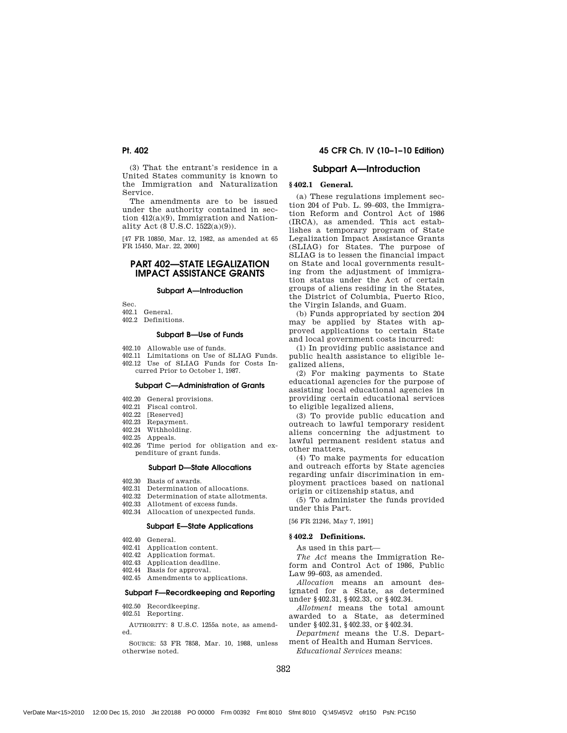(3) That the entrant's residence in a United States community is known to the Immigration and Naturalization Service.

The amendments are to be issued under the authority contained in section 412(a)(9), Immigration and Nationality Act (8 U.S.C. 1522(a)(9)).

[47 FR 10850, Mar. 12, 1982, as amended at 65 FR 15450, Mar. 22, 2000]

# PART 402—STATE LEGALIZATION IMPACT ASSISTANCE GRANTS

### Subpart A—Introduction

Sec.
402.1 General.
402.2 Definitions.

### Subpart B—Use of Funds

402.10 Allowable use of funds.
402.11 Limitations on Use of SLIAG Funds.
402.12 Use of SLIAG Funds for Costs Incurred Prior to October 1, 1987.

### Subpart C—Administration of Grants

402.20 General provisions.
402.21 Fiscal control.
402.22 [Reserved]
402.23 Repayment.
402.24 Withholding.
402.25 Appeals.
402.26 Time period for obligation and expenditure of grant funds.

### Subpart D—State Allocations

402.30 Basis of awards.
402.31 Determination of allocations.
402.32 Determination of state allotments.
402.33 Allotment of excess funds.
402.34 Allocation of unexpected funds.

### Subpart E—State Applications

402.40 General.
402.41 Application content.
402.42 Application format.
402.43 Application deadline.
402.44 Basis for approval.
402.45 Amendments to applications.

### Subpart F—Recordkeeping and Reporting

402.50 Recordkeeping.
402.51 Reporting.

AUTHORITY: 8 U.S.C. 1255a note, as amended.

SOURCE: 53 FR 7858, Mar. 10, 1988, unless otherwise noted.

## Subpart A—Introduction

### § 402.1 General.

(a) These regulations implement section 204 of Pub. L. 99–603, the Immigration Reform and Control Act of 1986 (IRCA), as amended. This act establishes a temporary program of State Legalization Impact Assistance Grants (SLIAG) for States. The purpose of SLIAG is to lessen the financial impact on State and local governments resulting from the adjustment of immigration status under the Act of certain groups of aliens residing in the States, the District of Columbia, Puerto Rico, the Virgin Islands, and Guam.

(b) Funds appropriated by section 204 may be applied by States with approved applications to certain State and local government costs incurred:

(1) In providing public assistance and public health assistance to eligible legalized aliens,

(2) For making payments to State educational agencies for the purpose of assisting local educational agencies in providing certain educational services to eligible legalized aliens,

(3) To provide public education and outreach to lawful temporary resident aliens concerning the adjustment to lawful permanent resident status and other matters,

(4) To make payments for education and outreach efforts by State agencies regarding unfair discrimination in employment practices based on national origin or citizenship status, and

(5) To administer the funds provided under this Part.

[56 FR 21246, May 7, 1991]

### § 402.2 Definitions.

As used in this part—

*The Act* means the Immigration Reform and Control Act of 1986, Public Law 99–603, as amended.

*Allocation* means an amount designated for a State, as determined under § 402.31, § 402.33, or § 402.34.

*Allotment* means the total amount awarded to a State, as determined under § 402.31, § 402.33, or § 402.34.

*Department* means the U.S. Department of Health and Human Services.

*Educational Services* means: